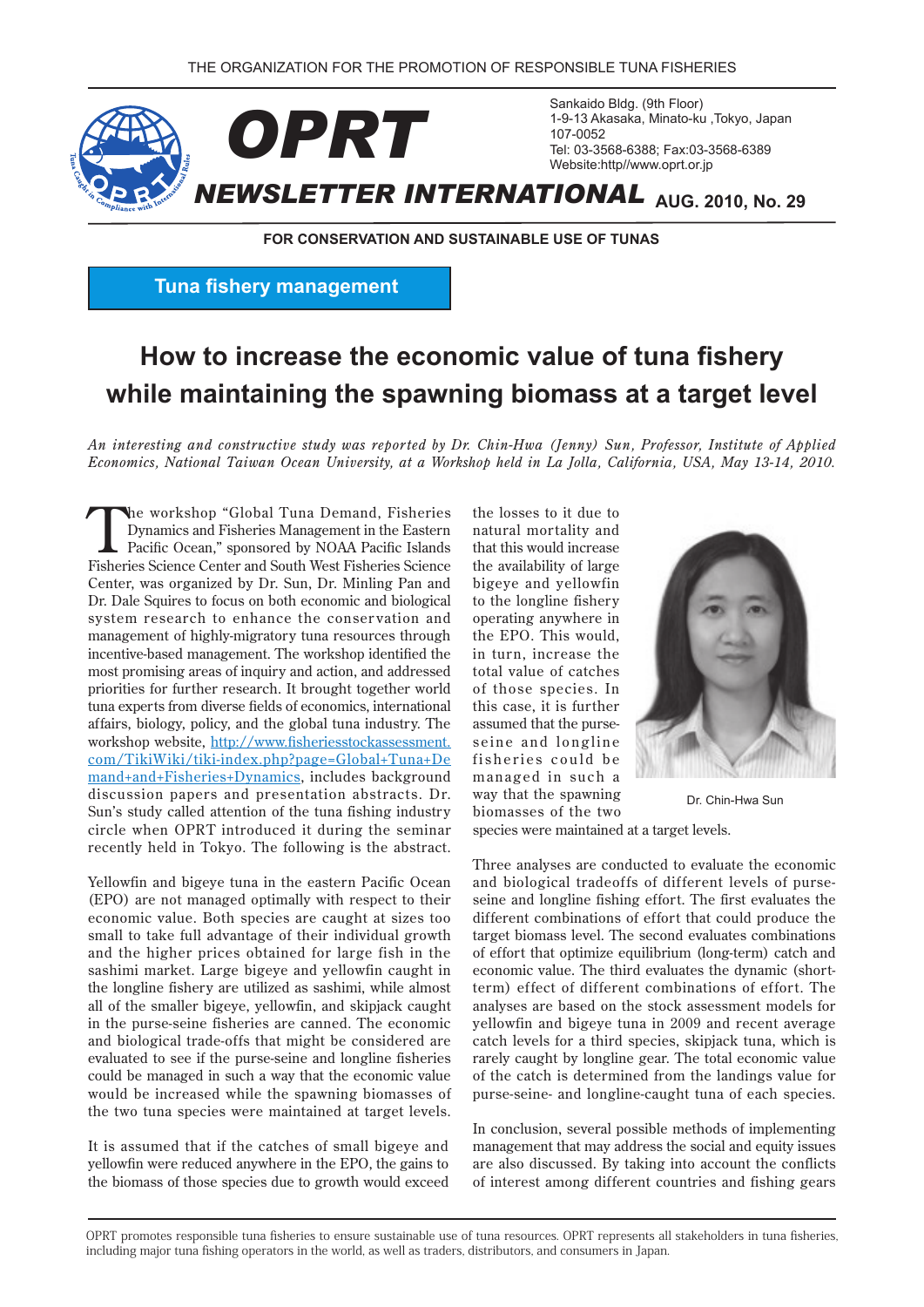THE ORGANIZATION FOR THE PROMOTION OF RESPONSIBLE TUNA FISHERIES

# OPRT NEWSLETTER INTERNATIONAL

Sankaido Bldg. (9th Floor)
1-9-13 Akasaka, Minato-ku ,Tokyo, Japan
107-0052
Tel: 03-3568-6388; Fax:03-3568-6389
Website:http//www.oprt.or.jp

AUG. 2010, No. 29

FOR CONSERVATION AND SUSTAINABLE USE OF TUNAS

**Tuna fishery management**

## How to increase the economic value of tuna fishery while maintaining the spawning biomass at a target level

*An interesting and constructive study was reported by Dr. Chin-Hwa (Jenny) Sun, Professor, Institute of Applied Economics, National Taiwan Ocean University, at a Workshop held in La Jolla, California, USA, May 13-14, 2010.*

The workshop "Global Tuna Demand, Fisheries Dynamics and Fisheries Management in the Eastern Pacific Ocean," sponsored by NOAA Pacific Islands Fisheries Science Center and South West Fisheries Science Center, was organized by Dr. Sun, Dr. Minling Pan and Dr. Dale Squires to focus on both economic and biological system research to enhance the conservation and management of highly-migratory tuna resources through incentive-based management. The workshop identified the most promising areas of inquiry and action, and addressed priorities for further research. It brought together world tuna experts from diverse fields of economics, international affairs, biology, policy, and the global tuna industry. The workshop website, http://www.fisheriesstockassessment.com/TikiWiki/tiki-index.php?page=Global+Tuna+Demand+and+Fisheries+Dynamics, includes background discussion papers and presentation abstracts. Dr. Sun's study called attention of the tuna fishing industry circle when OPRT introduced it during the seminar recently held in Tokyo. The following is the abstract.

Yellowfin and bigeye tuna in the eastern Pacific Ocean (EPO) are not managed optimally with respect to their economic value. Both species are caught at sizes too small to take full advantage of their individual growth and the higher prices obtained for large fish in the sashimi market. Large bigeye and yellowfin caught in the longline fishery are utilized as sashimi, while almost all of the smaller bigeye, yellowfin, and skipjack caught in the purse-seine fisheries are canned. The economic and biological trade-offs that might be considered are evaluated to see if the purse-seine and longline fisheries could be managed in such a way that the economic value would be increased while the spawning biomasses of the two tuna species were maintained at target levels.

It is assumed that if the catches of small bigeye and yellowfin were reduced anywhere in the EPO, the gains to the biomass of those species due to growth would exceed the losses to it due to natural mortality and that this would increase the availability of large bigeye and yellowfin to the longline fishery operating anywhere in the EPO. This would, in turn, increase the total value of catches of those species. In this case, it is further assumed that the purse-seine and longline fisheries could be managed in such a way that the spawning biomasses of the two species were maintained at a target levels.

Dr. Chin-Hwa Sun

Three analyses are conducted to evaluate the economic and biological tradeoffs of different levels of purse-seine and longline fishing effort. The first evaluates the different combinations of effort that could produce the target biomass level. The second evaluates combinations of effort that optimize equilibrium (long-term) catch and economic value. The third evaluates the dynamic (short-term) effect of different combinations of effort. The analyses are based on the stock assessment models for yellowfin and bigeye tuna in 2009 and recent average catch levels for a third species, skipjack tuna, which is rarely caught by longline gear. The total economic value of the catch is determined from the landings value for purse-seine- and longline-caught tuna of each species.

In conclusion, several possible methods of implementing management that may address the social and equity issues are also discussed. By taking into account the conflicts of interest among different countries and fishing gears

OPRT promotes responsible tuna fisheries to ensure sustainable use of tuna resources. OPRT represents all stakeholders in tuna fisheries, including major tuna fishing operators in the world, as well as traders, distributors, and consumers in Japan.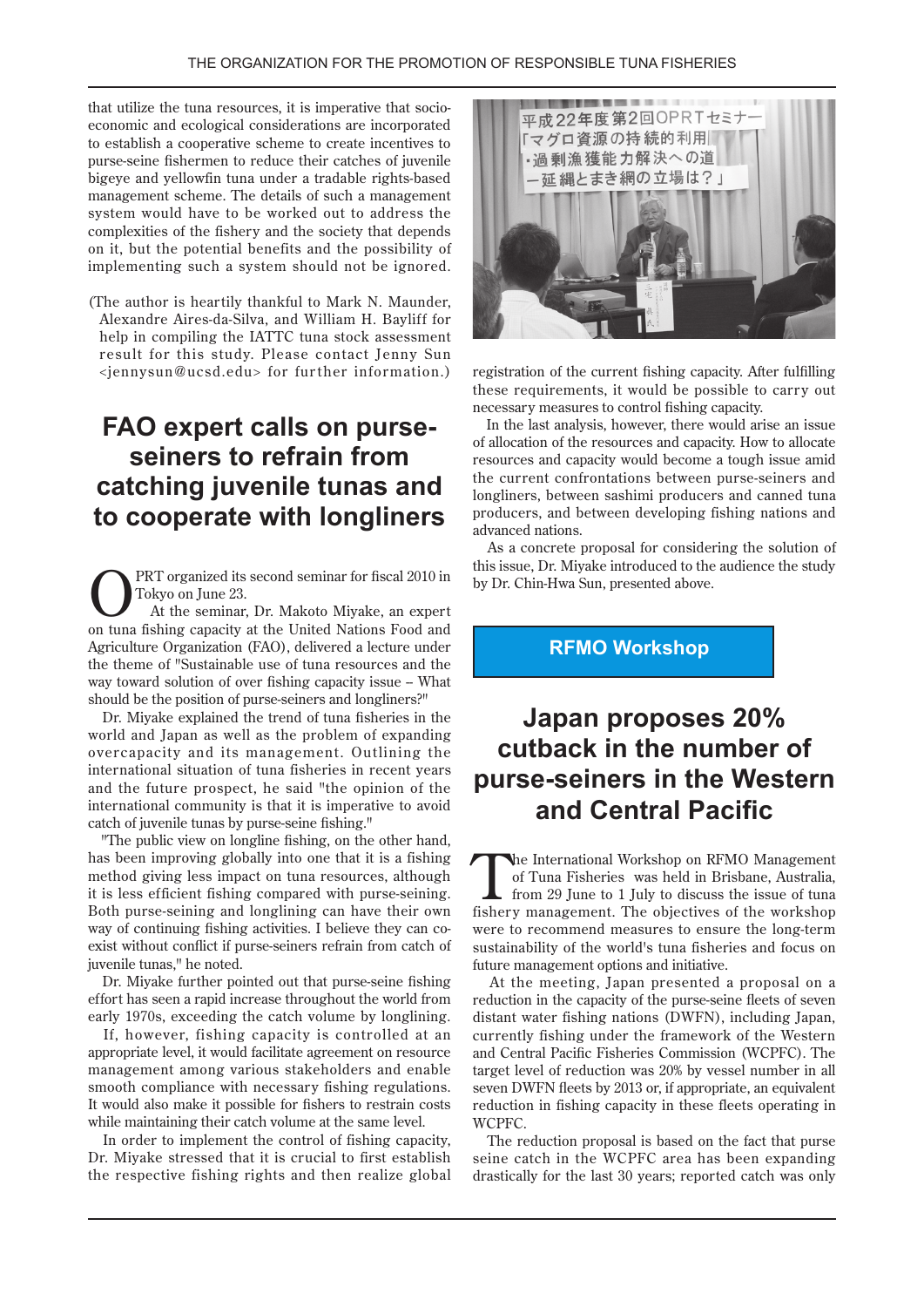that utilize the tuna resources, it is imperative that socio-economic and ecological considerations are incorporated to establish a cooperative scheme to create incentives to purse-seine fishermen to reduce their catches of juvenile bigeye and yellowfin tuna under a tradable rights-based management scheme. The details of such a management system would have to be worked out to address the complexities of the fishery and the society that depends on it, but the potential benefits and the possibility of implementing such a system should not be ignored.

(The author is heartily thankful to Mark N. Maunder, Alexandre Aires-da-Silva, and William H. Bayliff for help in compiling the IATTC tuna stock assessment result for this study. Please contact Jenny Sun <jennysun@ucsd.edu> for further information.)

# FAO expert calls on purse-seiners to refrain from catching juvenile tunas and to cooperate with longliners

OPRT organized its second seminar for fiscal 2010 in Tokyo on June 23.

At the seminar, Dr. Makoto Miyake, an expert on tuna fishing capacity at the United Nations Food and Agriculture Organization (FAO), delivered a lecture under the theme of "Sustainable use of tuna resources and the way toward solution of over fishing capacity issue – What should be the position of purse-seiners and longliners?"

Dr. Miyake explained the trend of tuna fisheries in the world and Japan as well as the problem of expanding overcapacity and its management. Outlining the international situation of tuna fisheries in recent years and the future prospect, he said "the opinion of the international community is that it is imperative to avoid catch of juvenile tunas by purse-seine fishing."

"The public view on longline fishing, on the other hand, has been improving globally into one that it is a fishing method giving less impact on tuna resources, although it is less efficient fishing compared with purse-seining. Both purse-seining and longlining can have their own way of continuing fishing activities. I believe they can co-exist without conflict if purse-seiners refrain from catch of juvenile tunas," he noted.

Dr. Miyake further pointed out that purse-seine fishing effort has seen a rapid increase throughout the world from early 1970s, exceeding the catch volume by longlining.

If, however, fishing capacity is controlled at an appropriate level, it would facilitate agreement on resource management among various stakeholders and enable smooth compliance with necessary fishing regulations. It would also make it possible for fishers to restrain costs while maintaining their catch volume at the same level.

In order to implement the control of fishing capacity, Dr. Miyake stressed that it is crucial to first establish the respective fishing rights and then realize global registration of the current fishing capacity. After fulfilling these requirements, it would be possible to carry out necessary measures to control fishing capacity.

In the last analysis, however, there would arise an issue of allocation of the resources and capacity. How to allocate resources and capacity would become a tough issue amid the current confrontations between purse-seiners and longliners, between sashimi producers and canned tuna producers, and between developing fishing nations and advanced nations.

As a concrete proposal for considering the solution of this issue, Dr. Miyake introduced to the audience the study by Dr. Chin-Hwa Sun, presented above.

**RFMO Workshop**

# Japan proposes 20% cutback in the number of purse-seiners in the Western and Central Pacific

The International Workshop on RFMO Management of Tuna Fisheries was held in Brisbane, Australia, from 29 June to 1 July to discuss the issue of tuna fishery management. The objectives of the workshop were to recommend measures to ensure the long-term sustainability of the world's tuna fisheries and focus on future management options and initiative.

At the meeting, Japan presented a proposal on a reduction in the capacity of the purse-seine fleets of seven distant water fishing nations (DWFN), including Japan, currently fishing under the framework of the Western and Central Pacific Fisheries Commission (WCPFC). The target level of reduction was 20% by vessel number in all seven DWFN fleets by 2013 or, if appropriate, an equivalent reduction in fishing capacity in these fleets operating in WCPFC.

The reduction proposal is based on the fact that purse seine catch in the WCPFC area has been expanding drastically for the last 30 years; reported catch was only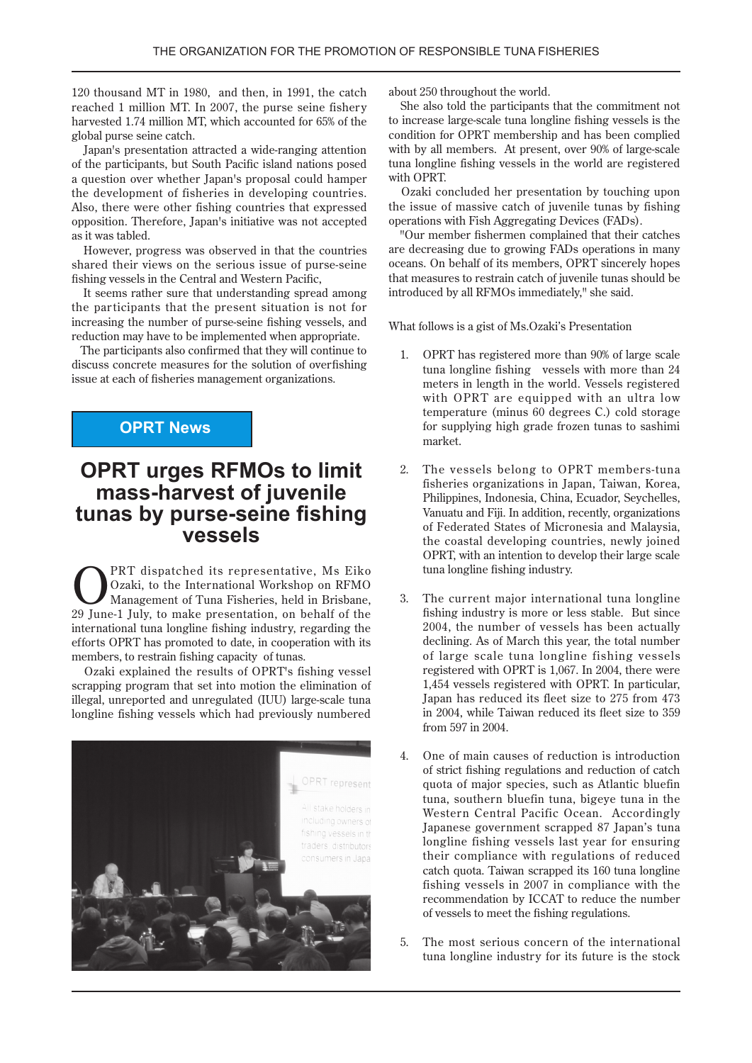120 thousand MT in 1980, and then, in 1991, the catch reached 1 million MT. In 2007, the purse seine fishery harvested 1.74 million MT, which accounted for 65% of the global purse seine catch.

Japan's presentation attracted a wide-ranging attention of the participants, but South Pacific island nations posed a question over whether Japan's proposal could hamper the development of fisheries in developing countries. Also, there were other fishing countries that expressed opposition. Therefore, Japan's initiative was not accepted as it was tabled.

However, progress was observed in that the countries shared their views on the serious issue of purse-seine fishing vessels in the Central and Western Pacific,

It seems rather sure that understanding spread among the participants that the present situation is not for increasing the number of purse-seine fishing vessels, and reduction may have to be implemented when appropriate.

The participants also confirmed that they will continue to discuss concrete measures for the solution of overfishing issue at each of fisheries management organizations.

**OPRT News**

# OPRT urges RFMOs to limit mass-harvest of juvenile tunas by purse-seine fishing vessels

OPRT dispatched its representative, Ms Eiko Ozaki, to the International Workshop on RFMO Management of Tuna Fisheries, held in Brisbane, 29 June-1 July, to make presentation, on behalf of the international tuna longline fishing industry, regarding the efforts OPRT has promoted to date, in cooperation with its members, to restrain fishing capacity of tunas.

Ozaki explained the results of OPRT's fishing vessel scrapping program that set into motion the elimination of illegal, unreported and unregulated (IUU) large-scale tuna longline fishing vessels which had previously numbered about 250 throughout the world.

She also told the participants that the commitment not to increase large-scale tuna longline fishing vessels is the condition for OPRT membership and has been complied with by all members. At present, over 90% of large-scale tuna longline fishing vessels in the world are registered with OPRT.

Ozaki concluded her presentation by touching upon the issue of massive catch of juvenile tunas by fishing operations with Fish Aggregating Devices (FADs).

"Our member fishermen complained that their catches are decreasing due to growing FADs operations in many oceans. On behalf of its members, OPRT sincerely hopes that measures to restrain catch of juvenile tunas should be introduced by all RFMOs immediately," she said.

What follows is a gist of Ms.Ozaki's Presentation

1. OPRT has registered more than 90% of large scale tuna longline fishing vessels with more than 24 meters in length in the world. Vessels registered with OPRT are equipped with an ultra low temperature (minus 60 degrees C.) cold storage for supplying high grade frozen tunas to sashimi market.

2. The vessels belong to OPRT members-tuna fisheries organizations in Japan, Taiwan, Korea, Philippines, Indonesia, China, Ecuador, Seychelles, Vanuatu and Fiji. In addition, recently, organizations of Federated States of Micronesia and Malaysia, the coastal developing countries, newly joined OPRT, with an intention to develop their large scale tuna longline fishing industry.

3. The current major international tuna longline fishing industry is more or less stable. But since 2004, the number of vessels has been actually declining. As of March this year, the total number of large scale tuna longline fishing vessels registered with OPRT is 1,067. In 2004, there were 1,454 vessels registered with OPRT. In particular, Japan has reduced its fleet size to 275 from 473 in 2004, while Taiwan reduced its fleet size to 359 from 597 in 2004.

4. One of main causes of reduction is introduction of strict fishing regulations and reduction of catch quota of major species, such as Atlantic bluefin tuna, southern bluefin tuna, bigeye tuna in the Western Central Pacific Ocean. Accordingly Japanese government scrapped 87 Japan's tuna longline fishing vessels last year for ensuring their compliance with regulations of reduced catch quota. Taiwan scrapped its 160 tuna longline fishing vessels in 2007 in compliance with the recommendation by ICCAT to reduce the number of vessels to meet the fishing regulations.

5. The most serious concern of the international tuna longline industry for its future is the stock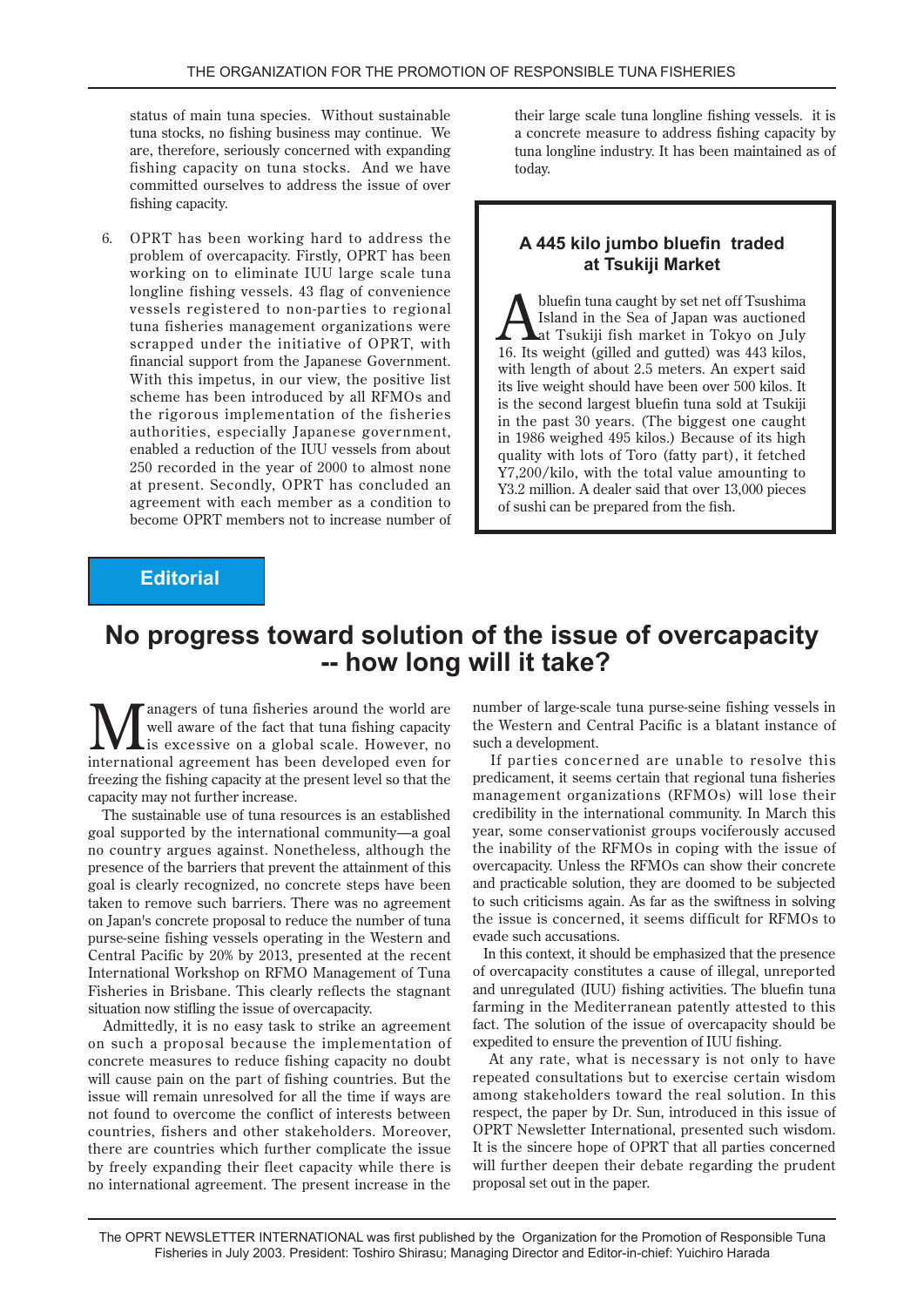status of main tuna species. Without sustainable tuna stocks, no fishing business may continue. We are, therefore, seriously concerned with expanding fishing capacity on tuna stocks. And we have committed ourselves to address the issue of over fishing capacity.

6. OPRT has been working hard to address the problem of overcapacity. Firstly, OPRT has been working on to eliminate IUU large scale tuna longline fishing vessels. 43 flag of convenience vessels registered to non-parties to regional tuna fisheries management organizations were scrapped under the initiative of OPRT, with financial support from the Japanese Government. With this impetus, in our view, the positive list scheme has been introduced by all RFMOs and the rigorous implementation of the fisheries authorities, especially Japanese government, enabled a reduction of the IUU vessels from about 250 recorded in the year of 2000 to almost none at present. Secondly, OPRT has concluded an agreement with each member as a condition to become OPRT members not to increase number of their large scale tuna longline fishing vessels. it is a concrete measure to address fishing capacity by tuna longline industry. It has been maintained as of today.

### A 445 kilo jumbo bluefin traded at Tsukiji Market

A bluefin tuna caught by set net off Tsushima Island in the Sea of Japan was auctioned at Tsukiji fish market in Tokyo on July 16. Its weight (gilled and gutted) was 443 kilos, with length of about 2.5 meters. An expert said its live weight should have been over 500 kilos. It is the second largest bluefin tuna sold at Tsukiji in the past 30 years. (The biggest one caught in 1986 weighed 495 kilos.) Because of its high quality with lots of Toro (fatty part), it fetched Y7,200/kilo, with the total value amounting to Y3.2 million. A dealer said that over 13,000 pieces of sushi can be prepared from the fish.

**Editorial**

# No progress toward solution of the issue of overcapacity -- how long will it take?

Managers of tuna fisheries around the world are well aware of the fact that tuna fishing capacity is excessive on a global scale. However, no international agreement has been developed even for freezing the fishing capacity at the present level so that the capacity may not further increase.

The sustainable use of tuna resources is an established goal supported by the international community—a goal no country argues against. Nonetheless, although the presence of the barriers that prevent the attainment of this goal is clearly recognized, no concrete steps have been taken to remove such barriers. There was no agreement on Japan's concrete proposal to reduce the number of tuna purse-seine fishing vessels operating in the Western and Central Pacific by 20% by 2013, presented at the recent International Workshop on RFMO Management of Tuna Fisheries in Brisbane. This clearly reflects the stagnant situation now stifling the issue of overcapacity.

Admittedly, it is no easy task to strike an agreement on such a proposal because the implementation of concrete measures to reduce fishing capacity no doubt will cause pain on the part of fishing countries. But the issue will remain unresolved for all the time if ways are not found to overcome the conflict of interests between countries, fishers and other stakeholders. Moreover, there are countries which further complicate the issue by freely expanding their fleet capacity while there is no international agreement. The present increase in the number of large-scale tuna purse-seine fishing vessels in the Western and Central Pacific is a blatant instance of such a development.

If parties concerned are unable to resolve this predicament, it seems certain that regional tuna fisheries management organizations (RFMOs) will lose their credibility in the international community. In March this year, some conservationist groups vociferously accused the inability of the RFMOs in coping with the issue of overcapacity. Unless the RFMOs can show their concrete and practicable solution, they are doomed to be subjected to such criticisms again. As far as the swiftness in solving the issue is concerned, it seems difficult for RFMOs to evade such accusations.

In this context, it should be emphasized that the presence of overcapacity constitutes a cause of illegal, unreported and unregulated (IUU) fishing activities. The bluefin tuna farming in the Mediterranean patently attested to this fact. The solution of the issue of overcapacity should be expedited to ensure the prevention of IUU fishing.

At any rate, what is necessary is not only to have repeated consultations but to exercise certain wisdom among stakeholders toward the real solution. In this respect, the paper by Dr. Sun, introduced in this issue of OPRT Newsletter International, presented such wisdom. It is the sincere hope of OPRT that all parties concerned will further deepen their debate regarding the prudent proposal set out in the paper.

The OPRT NEWSLETTER INTERNATIONAL was first published by the Organization for the Promotion of Responsible Tuna Fisheries in July 2003. President: Toshiro Shirasu; Managing Director and Editor-in-chief: Yuichiro Harada